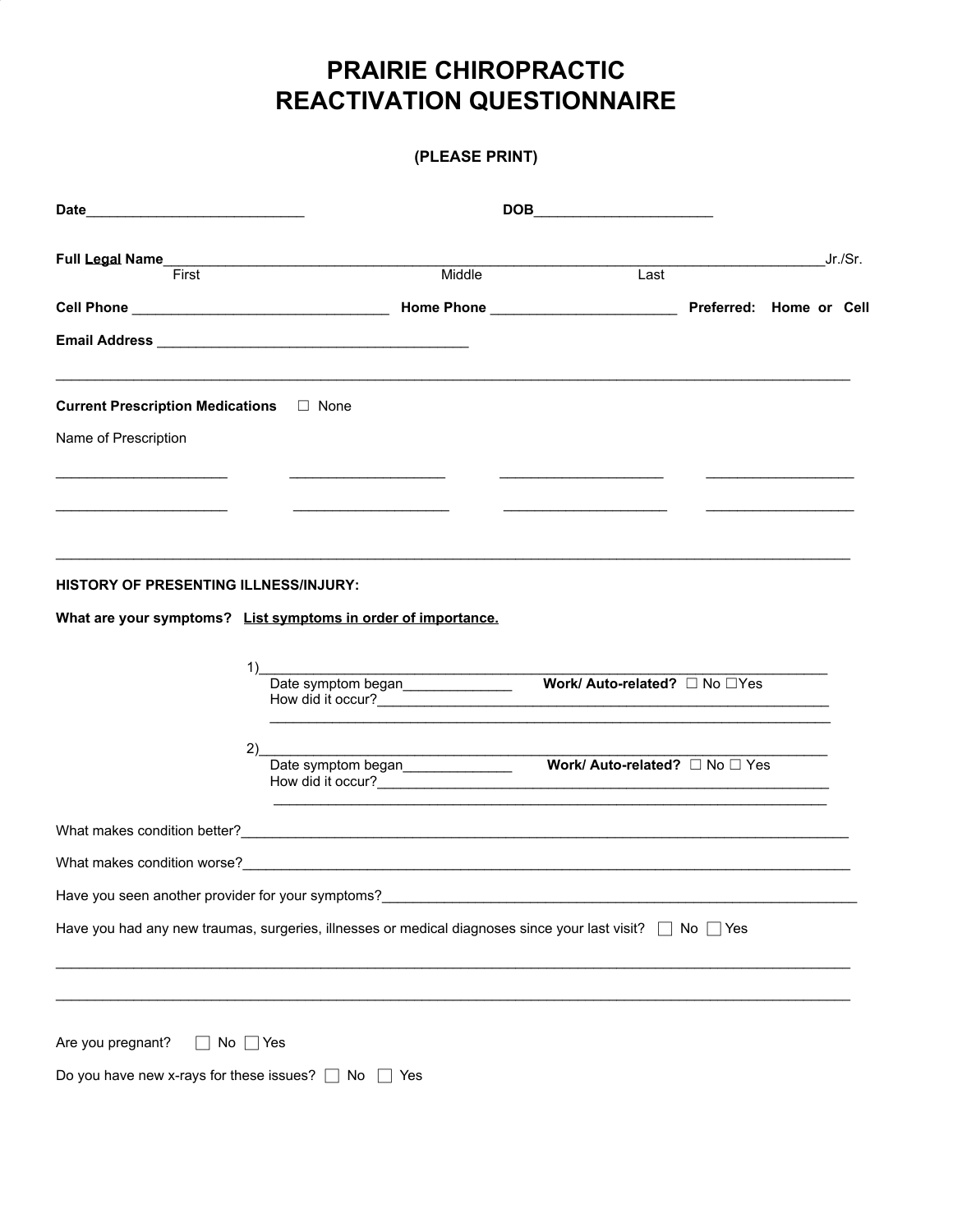# PRAIRIE CHIROPRACTIC
# REACTIVATION QUESTIONNAIRE

**(PLEASE PRINT)**

**Date**____________________________ **DOB**_______________________

**Full Legal Name**_____________________________________________________________________________Jr./Sr.
First Middle Last

**Cell Phone** _________________________________ **Home Phone** ________________________ **Preferred: Home or Cell**

**Email Address** ________________________________________

---

**Current Prescription Medications** ☐ None

Name of Prescription

______________________ ____________________ _____________________ ___________________

______________________ ____________________ _____________________ ___________________

---

**HISTORY OF PRESENTING ILLNESS/INJURY:**

**What are your symptoms?** **List symptoms in order of importance.**

1)_____________________________________________________________________________
Date symptom began______________ **Work/ Auto-related?** ☐ No ☐Yes
How did it occur?_______________________________________________________________
________________________________________________________________________________

2)_____________________________________________________________________________
Date symptom began______________ **Work/ Auto-related?** ☐ No ☐ Yes
How did it occur?_______________________________________________________________
________________________________________________________________________________

What makes condition better?__________________________________________________________________________

What makes condition worse?__________________________________________________________________________

Have you seen another provider for your symptoms?_______________________________________________________

Have you had any new traumas, surgeries, illnesses or medical diagnoses since your last visit? ☐ No ☐ Yes

_____________________________________________________________________________________________________

_____________________________________________________________________________________________________

Are you pregnant? ☐ No ☐ Yes

Do you have new x-rays for these issues? ☐ No ☐ Yes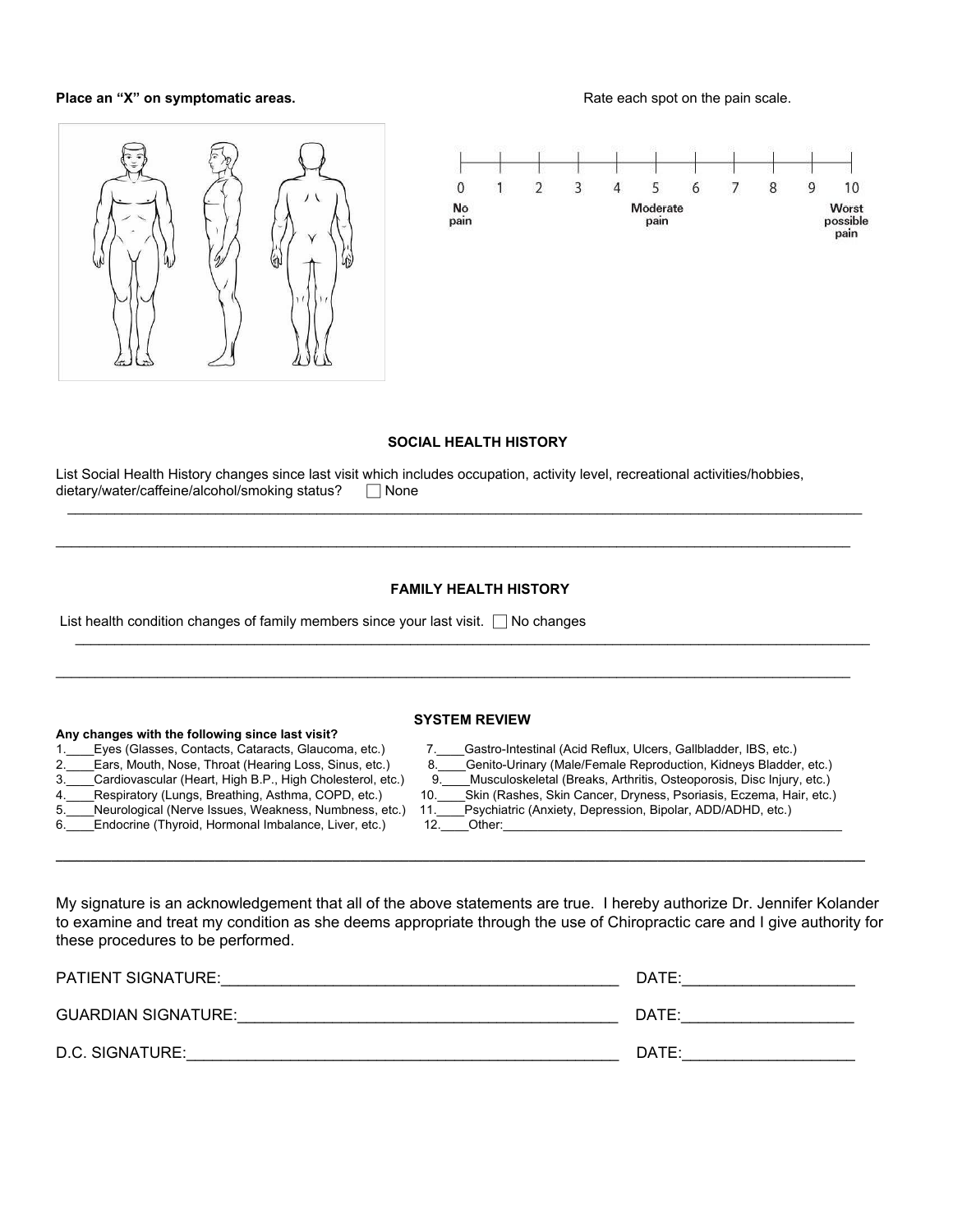**Place an "X" on symptomatic areas.**

Rate each spot on the pain scale.

0 1 2 3 4 5 6 7 8 9 10

No pain

Moderate pain

Worst possible pain

### SOCIAL HEALTH HISTORY

List Social Health History changes since last visit which includes occupation, activity level, recreational activities/hobbies, dietary/water/caffeine/alcohol/smoking status? ☐ None

________________________________________________________________________________________________

________________________________________________________________________________________________

### FAMILY HEALTH HISTORY

List health condition changes of family members since your last visit. ☐ No changes

________________________________________________________________________________________________

________________________________________________________________________________________________

### SYSTEM REVIEW

**Any changes with the following since last visit?**

1. ____Eyes (Glasses, Contacts, Cataracts, Glaucoma, etc.)
2. ____Ears, Mouth, Nose, Throat (Hearing Loss, Sinus, etc.)
3. ____Cardiovascular (Heart, High B.P., High Cholesterol, etc.)
4. ____Respiratory (Lungs, Breathing, Asthma, COPD, etc.)
5. ____Neurological (Nerve Issues, Weakness, Numbness, etc.)
6. ____Endocrine (Thyroid, Hormonal Imbalance, Liver, etc.)
7. ____Gastro-Intestinal (Acid Reflux, Ulcers, Gallbladder, IBS, etc.)
8. ____Genito-Urinary (Male/Female Reproduction, Kidneys Bladder, etc.)
9. ____Musculoskeletal (Breaks, Arthritis, Osteoporosis, Disc Injury, etc.)
10. ____Skin (Rashes, Skin Cancer, Dryness, Psoriasis, Eczema, Hair, etc.)
11. ____Psychiatric (Anxiety, Depression, Bipolar, ADD/ADHD, etc.)
12. ____Other:__________________________________________________

________________________________________________________________________________________________

My signature is an acknowledgement that all of the above statements are true. I hereby authorize Dr. Jennifer Kolander to examine and treat my condition as she deems appropriate through the use of Chiropractic care and I give authority for these procedures to be performed.

PATIENT SIGNATURE:_______________________________________________ DATE:___________________

GUARDIAN SIGNATURE:_____________________________________________ DATE:___________________

D.C. SIGNATURE:__________________________________________________ DATE:___________________